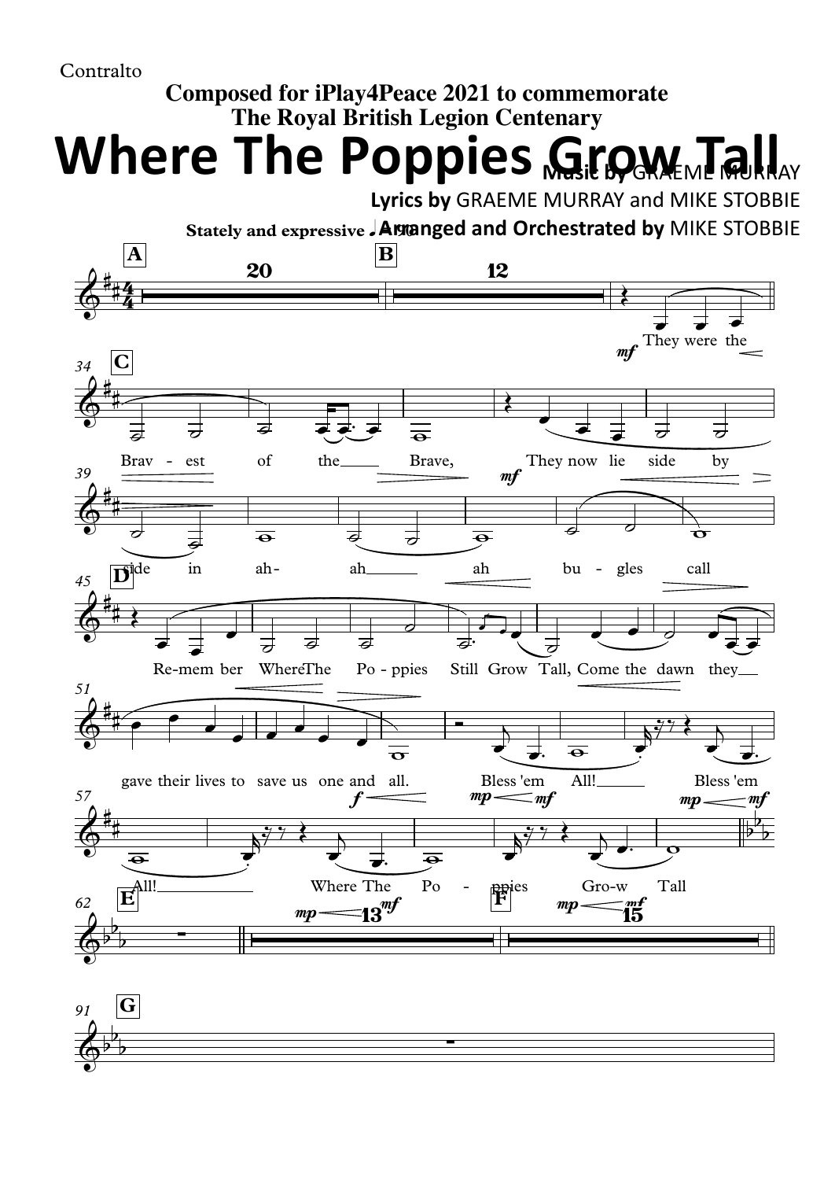Contralto

**Composed for iPlay4Peace 2021 to commemorate**
**The Royal British Legion Centenary**

# Where The Poppies Grow Tall

**Music by** GRAEME MURRAY

**Lyrics by** GRAEME MURRAY and MIKE STOBBIE

**Arranged and Orchestrated by** MIKE STOBBIE

**Stately and expressive** ♩= 90

They were the Brav - est of the Brave, They now lie side by side in ah- ah ah bu - gles call

Re-mem ber Where The Po - ppies Still Grow Tall, Come the dawn they gave their lives to save us one and all. Bless 'em All! Bless 'em All! Where The Po - ppies Gro-w Tall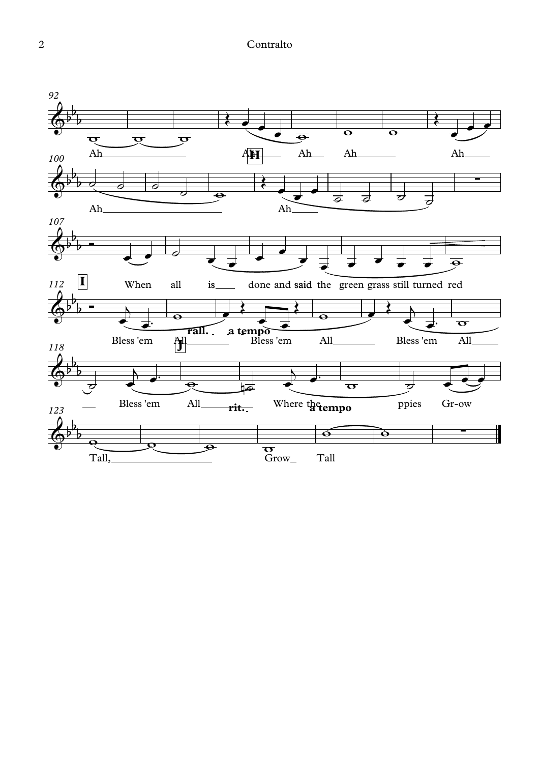92

Ah Ah H Ah Ah Ah

100

Ah Ah

107

When all is done and said the green grass still turned red

112 I

Bless 'em All **rall.** **a tempo** Bless 'em All Bless 'em All

118 J

Bless 'em All **rit.** Where the **a tempo** ppies Gr-ow

123

Tall, Grow Tall